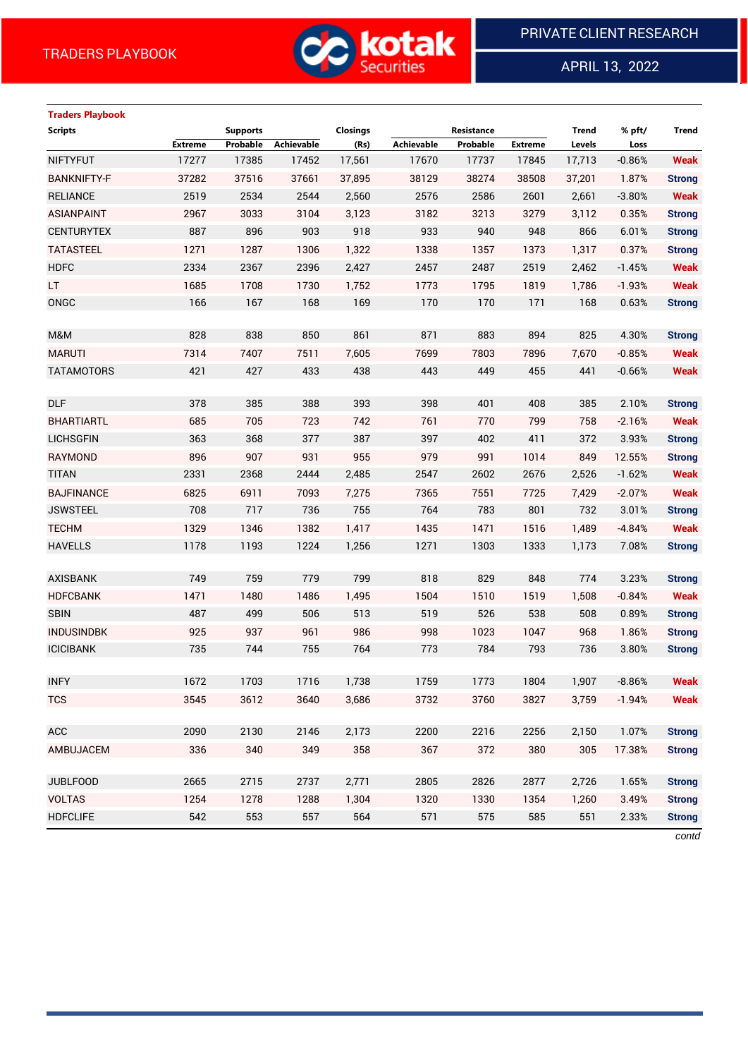TRADERS PLAYBOOK

PRIVATE CLIENT RESEARCH

APRIL 13, 2022

**Traders Playbook**

| Scripts | Supports | | | Closings | Resistance | | | Trend | % pft/ | Trend |
|---|---|---|---|---|---|---|---|---|---|---|
| | Extreme | Probable | Achievable | (Rs) | Achievable | Probable | Extreme | Levels | Loss | |
| NIFTYFUT | 17277 | 17385 | 17452 | 17,561 | 17670 | 17737 | 17845 | 17,713 | -0.86% | Weak |
| BANKNIFTY-F | 37282 | 37516 | 37661 | 37,895 | 38129 | 38274 | 38508 | 37,201 | 1.87% | Strong |
| RELIANCE | 2519 | 2534 | 2544 | 2,560 | 2576 | 2586 | 2601 | 2,661 | -3.80% | Weak |
| ASIANPAINT | 2967 | 3033 | 3104 | 3,123 | 3182 | 3213 | 3279 | 3,112 | 0.35% | Strong |
| CENTURYTEX | 887 | 896 | 903 | 918 | 933 | 940 | 948 | 866 | 6.01% | Strong |
| TATASTEEL | 1271 | 1287 | 1306 | 1,322 | 1338 | 1357 | 1373 | 1,317 | 0.37% | Strong |
| HDFC | 2334 | 2367 | 2396 | 2,427 | 2457 | 2487 | 2519 | 2,462 | -1.45% | Weak |
| LT | 1685 | 1708 | 1730 | 1,752 | 1773 | 1795 | 1819 | 1,786 | -1.93% | Weak |
| ONGC | 166 | 167 | 168 | 169 | 170 | 170 | 171 | 168 | 0.63% | Strong |
| | | | | | | | | | | |
| M&M | 828 | 838 | 850 | 861 | 871 | 883 | 894 | 825 | 4.30% | Strong |
| MARUTI | 7314 | 7407 | 7511 | 7,605 | 7699 | 7803 | 7896 | 7,670 | -0.85% | Weak |
| TATAMOTORS | 421 | 427 | 433 | 438 | 443 | 449 | 455 | 441 | -0.66% | Weak |
| | | | | | | | | | | |
| DLF | 378 | 385 | 388 | 393 | 398 | 401 | 408 | 385 | 2.10% | Strong |
| BHARTIARTL | 685 | 705 | 723 | 742 | 761 | 770 | 799 | 758 | -2.16% | Weak |
| LICHSGFIN | 363 | 368 | 377 | 387 | 397 | 402 | 411 | 372 | 3.93% | Strong |
| RAYMOND | 896 | 907 | 931 | 955 | 979 | 991 | 1014 | 849 | 12.55% | Strong |
| TITAN | 2331 | 2368 | 2444 | 2,485 | 2547 | 2602 | 2676 | 2,526 | -1.62% | Weak |
| BAJFINANCE | 6825 | 6911 | 7093 | 7,275 | 7365 | 7551 | 7725 | 7,429 | -2.07% | Weak |
| JSWSTEEL | 708 | 717 | 736 | 755 | 764 | 783 | 801 | 732 | 3.01% | Strong |
| TECHM | 1329 | 1346 | 1382 | 1,417 | 1435 | 1471 | 1516 | 1,489 | -4.84% | Weak |
| HAVELLS | 1178 | 1193 | 1224 | 1,256 | 1271 | 1303 | 1333 | 1,173 | 7.08% | Strong |
| | | | | | | | | | | |
| AXISBANK | 749 | 759 | 779 | 799 | 818 | 829 | 848 | 774 | 3.23% | Strong |
| HDFCBANK | 1471 | 1480 | 1486 | 1,495 | 1504 | 1510 | 1519 | 1,508 | -0.84% | Weak |
| SBIN | 487 | 499 | 506 | 513 | 519 | 526 | 538 | 508 | 0.89% | Strong |
| INDUSINDBK | 925 | 937 | 961 | 986 | 998 | 1023 | 1047 | 968 | 1.86% | Strong |
| ICICIBANK | 735 | 744 | 755 | 764 | 773 | 784 | 793 | 736 | 3.80% | Strong |
| | | | | | | | | | | |
| INFY | 1672 | 1703 | 1716 | 1,738 | 1759 | 1773 | 1804 | 1,907 | -8.86% | Weak |
| TCS | 3545 | 3612 | 3640 | 3,686 | 3732 | 3760 | 3827 | 3,759 | -1.94% | Weak |
| | | | | | | | | | | |
| ACC | 2090 | 2130 | 2146 | 2,173 | 2200 | 2216 | 2256 | 2,150 | 1.07% | Strong |
| AMBUJACEM | 336 | 340 | 349 | 358 | 367 | 372 | 380 | 305 | 17.38% | Strong |
| | | | | | | | | | | |
| JUBLFOOD | 2665 | 2715 | 2737 | 2,771 | 2805 | 2826 | 2877 | 2,726 | 1.65% | Strong |
| VOLTAS | 1254 | 1278 | 1288 | 1,304 | 1320 | 1330 | 1354 | 1,260 | 3.49% | Strong |
| HDFCLIFE | 542 | 553 | 557 | 564 | 571 | 575 | 585 | 551 | 2.33% | Strong |

*contd*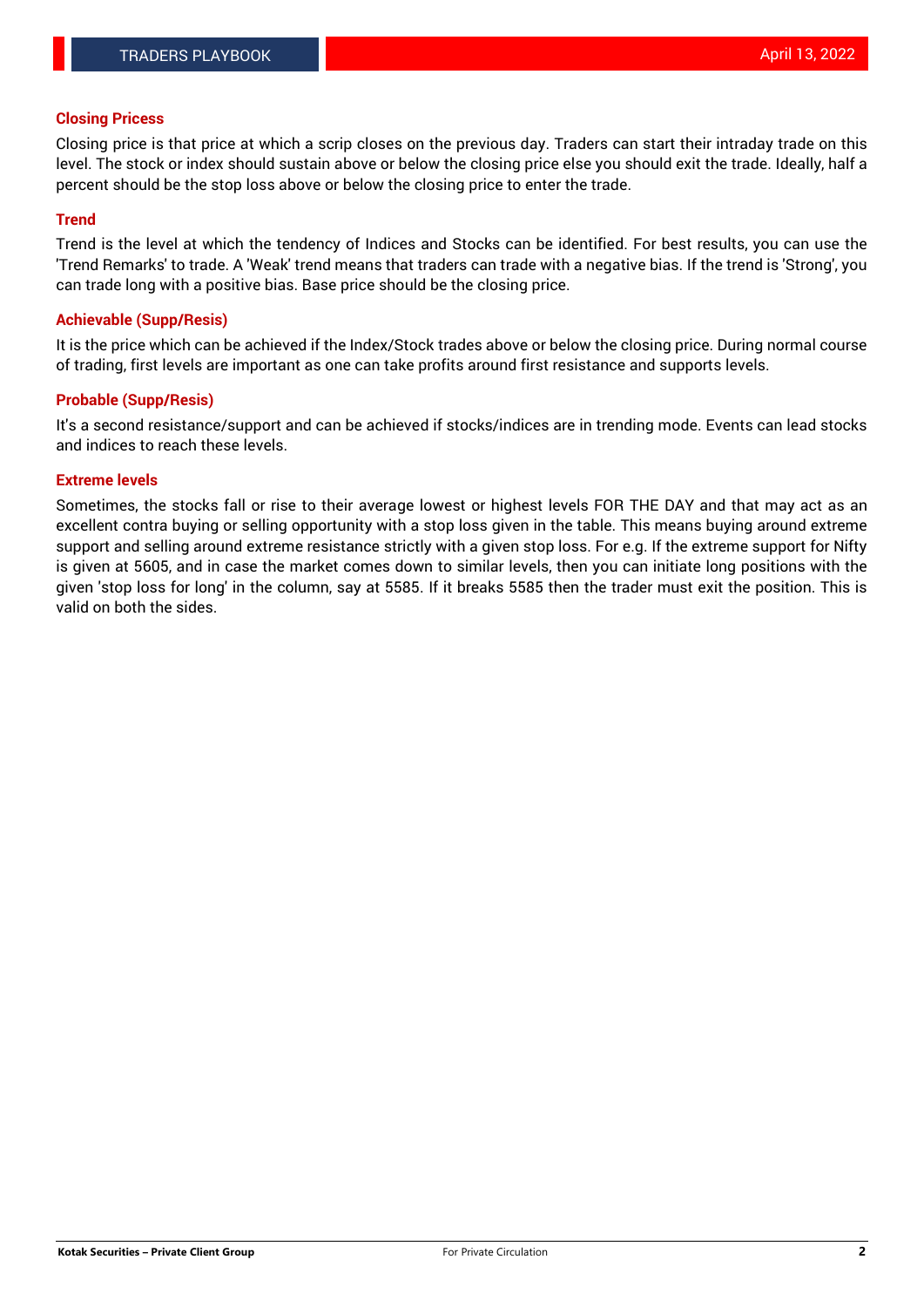### Closing Pricess

Closing price is that price at which a scrip closes on the previous day. Traders can start their intraday trade on this level. The stock or index should sustain above or below the closing price else you should exit the trade. Ideally, half a percent should be the stop loss above or below the closing price to enter the trade.

### Trend

Trend is the level at which the tendency of Indices and Stocks can be identified. For best results, you can use the 'Trend Remarks' to trade. A 'Weak' trend means that traders can trade with a negative bias. If the trend is 'Strong', you can trade long with a positive bias. Base price should be the closing price.

### Achievable (Supp/Resis)

It is the price which can be achieved if the Index/Stock trades above or below the closing price. During normal course of trading, first levels are important as one can take profits around first resistance and supports levels.

### Probable (Supp/Resis)

It's a second resistance/support and can be achieved if stocks/indices are in trending mode. Events can lead stocks and indices to reach these levels.

### Extreme levels

Sometimes, the stocks fall or rise to their average lowest or highest levels FOR THE DAY and that may act as an excellent contra buying or selling opportunity with a stop loss given in the table. This means buying around extreme support and selling around extreme resistance strictly with a given stop loss. For e.g. If the extreme support for Nifty is given at 5605, and in case the market comes down to similar levels, then you can initiate long positions with the given 'stop loss for long' in the column, say at 5585. If it breaks 5585 then the trader must exit the position. This is valid on both the sides.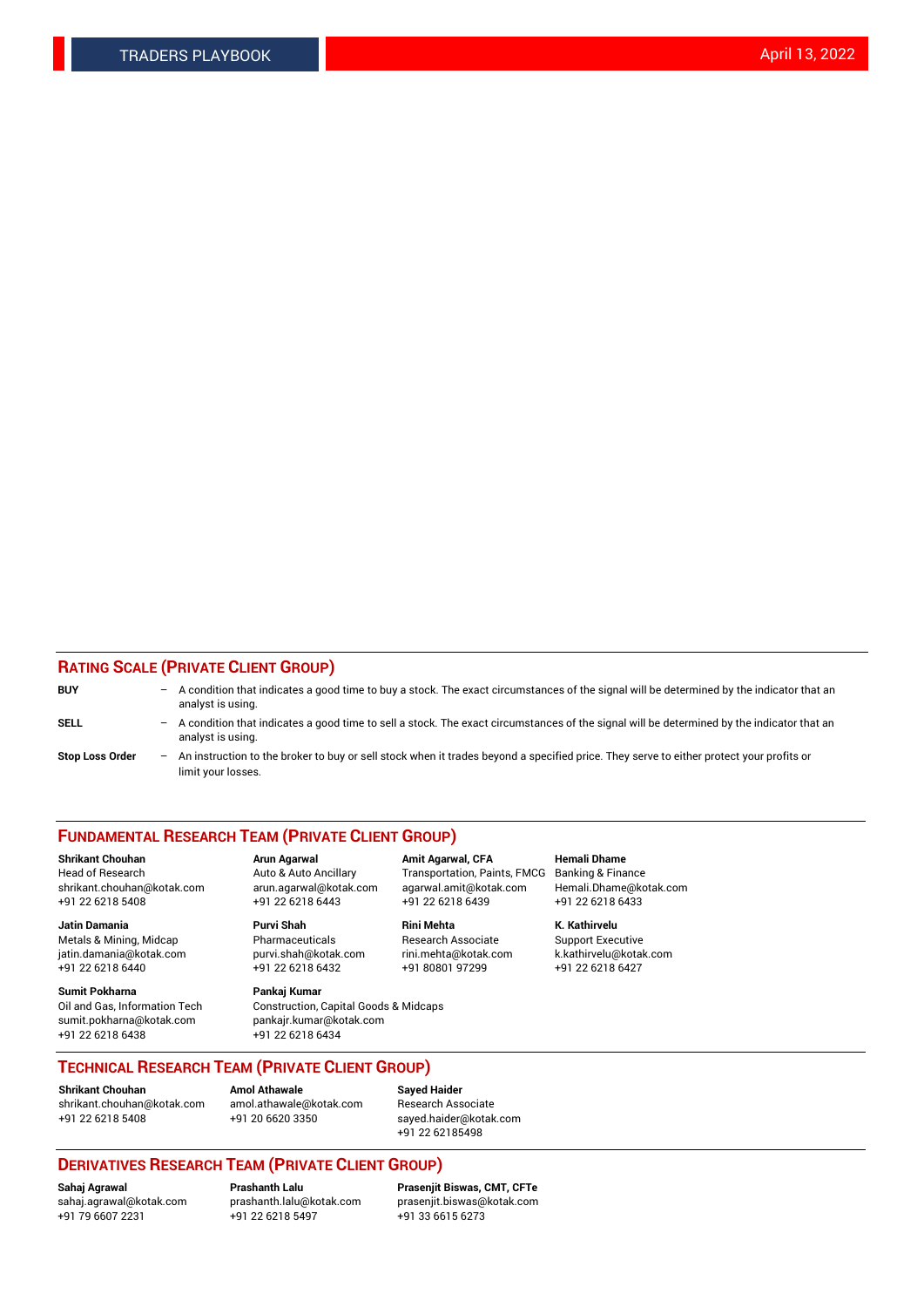## RATING SCALE (PRIVATE CLIENT GROUP)

**BUY** – A condition that indicates a good time to buy a stock. The exact circumstances of the signal will be determined by the indicator that an analyst is using.

**SELL** – A condition that indicates a good time to sell a stock. The exact circumstances of the signal will be determined by the indicator that an analyst is using.

**Stop Loss Order** – An instruction to the broker to buy or sell stock when it trades beyond a specified price. They serve to either protect your profits or limit your losses.

## FUNDAMENTAL RESEARCH TEAM (PRIVATE CLIENT GROUP)

**Shrikant Chouhan**
Head of Research
shrikant.chouhan@kotak.com
+91 22 6218 5408

**Arun Agarwal**
Auto & Auto Ancillary
arun.agarwal@kotak.com
+91 22 6218 6443

**Amit Agarwal, CFA**
Transportation, Paints, FMCG
agarwal.amit@kotak.com
+91 22 6218 6439

**Hemali Dhame**
Banking & Finance
Hemali.Dhame@kotak.com
+91 22 6218 6433

**Jatin Damania**
Metals & Mining, Midcap
jatin.damania@kotak.com
+91 22 6218 6440

**Purvi Shah**
Pharmaceuticals
purvi.shah@kotak.com
+91 22 6218 6432

**Rini Mehta**
Research Associate
rini.mehta@kotak.com
+91 80801 97299

**K. Kathirvelu**
Support Executive
k.kathirvelu@kotak.com
+91 22 6218 6427

**Sumit Pokharna**
Oil and Gas, Information Tech
sumit.pokharna@kotak.com
+91 22 6218 6438

**Pankaj Kumar**
Construction, Capital Goods & Midcaps
pankajr.kumar@kotak.com
+91 22 6218 6434

## TECHNICAL RESEARCH TEAM (PRIVATE CLIENT GROUP)

**Shrikant Chouhan**
shrikant.chouhan@kotak.com
+91 22 6218 5408

**Amol Athawale**
amol.athawale@kotak.com
+91 20 6620 3350

**Sayed Haider**
Research Associate
sayed.haider@kotak.com
+91 22 62185498

## DERIVATIVES RESEARCH TEAM (PRIVATE CLIENT GROUP)

**Sahaj Agrawal**
sahaj.agrawal@kotak.com
+91 79 6607 2231

**Prashanth Lalu**
prashanth.lalu@kotak.com
+91 22 6218 5497

**Prasenjit Biswas, CMT, CFTe**
prasenjit.biswas@kotak.com
+91 33 6615 6273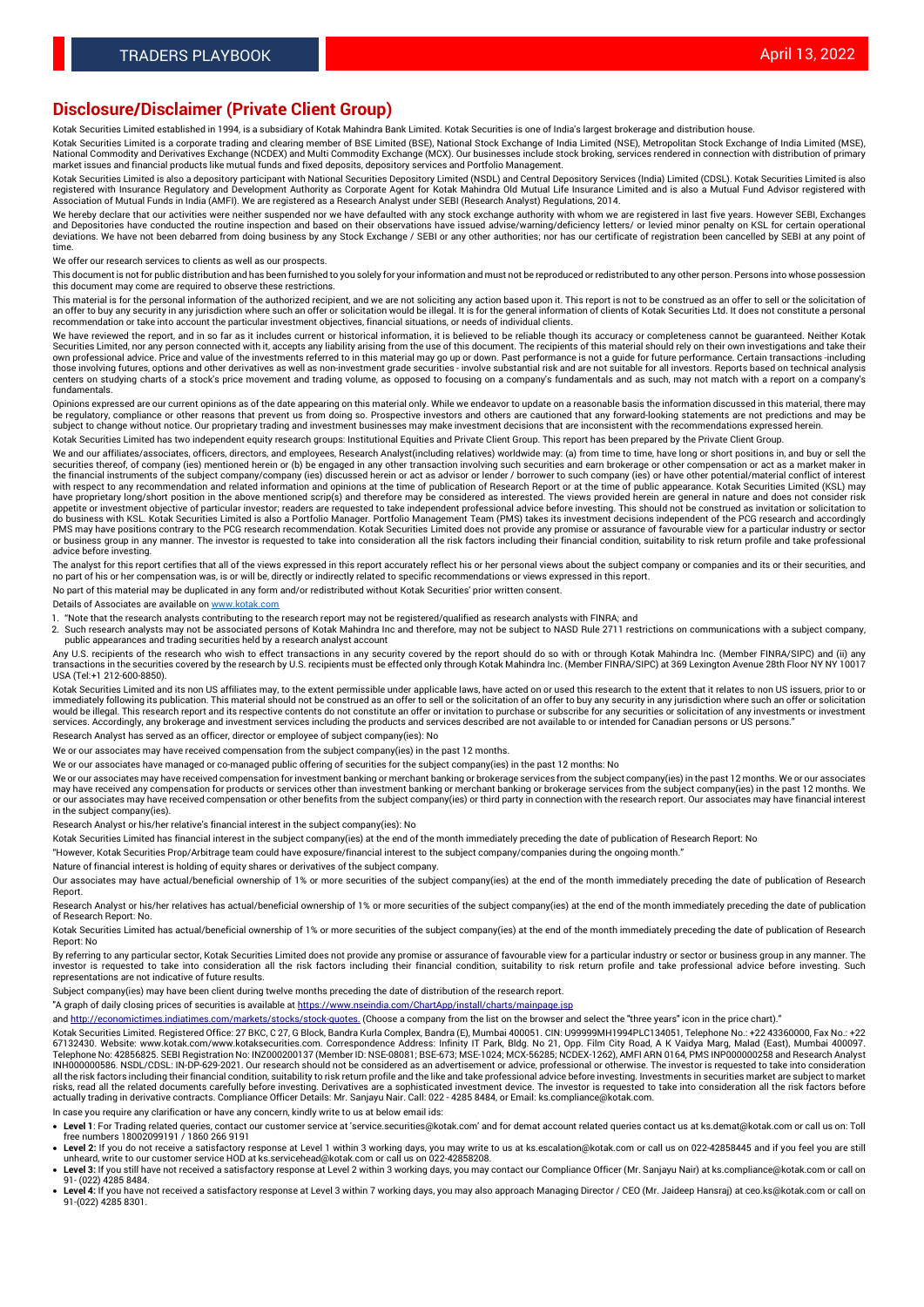## Disclosure/Disclaimer (Private Client Group)

Kotak Securities Limited established in 1994, is a subsidiary of Kotak Mahindra Bank Limited. Kotak Securities is one of India's largest brokerage and distribution house.

Kotak Securities Limited is a corporate trading and clearing member of BSE Limited (BSE), National Stock Exchange of India Limited (NSE), Metropolitan Stock Exchange of India Limited (MSE), National Commodity and Derivatives Exchange (NCDEX) and Multi Commodity Exchange (MCX). Our businesses include stock broking, services rendered in connection with distribution of primary market issues and financial products like mutual funds and fixed deposits, depository services and Portfolio Management.

Kotak Securities Limited is also a depository participant with National Securities Depository Limited (NSDL) and Central Depository Services (India) Limited (CDSL). Kotak Securities Limited is also registered with Insurance Regulatory and Development Authority as Corporate Agent for Kotak Mahindra Old Mutual Life Insurance Limited and is also a Mutual Fund Advisor registered with Association of Mutual Funds in India (AMFI). We are registered as a Research Analyst under SEBI (Research Analyst) Regulations, 2014.

We hereby declare that our activities were neither suspended nor we have defaulted with any stock exchange authority with whom we are registered in last five years. However SEBI, Exchanges and Depositories have conducted the routine inspection and based on their observations have issued advise/warning/deficiency letters/ or levied minor penalty on KSL for certain operational deviations. We have not been debarred from doing business by any Stock Exchange / SEBI or any other authorities; nor has our certificate of registration been cancelled by SEBI at any point of time.

We offer our research services to clients as well as our prospects.

This document is not for public distribution and has been furnished to you solely for your information and must not be reproduced or redistributed to any other person. Persons into whose possession this document may come are required to observe these restrictions.

This material is for the personal information of the authorized recipient, and we are not soliciting any action based upon it. This report is not to be construed as an offer to sell or the solicitation of an offer to buy any security in any jurisdiction where such an offer or solicitation would be illegal. It is for the general information of clients of Kotak Securities Ltd. It does not constitute a personal recommendation or take into account the particular investment objectives, financial situations, or needs of individual clients.

We have reviewed the report, and in so far as it includes current or historical information, it is believed to be reliable though its accuracy or completeness cannot be guaranteed. Neither Kotak Securities Limited, nor any person connected with it, accepts any liability arising from the use of this document. The recipients of this material should rely on their own investigations and take their own professional advice. Price and value of the investments referred to in this material may go up or down. Past performance is not a guide for future performance. Certain transactions -including those involving futures, options and other derivatives as well as non-investment grade securities - involve substantial risk and are not suitable for all investors. Reports based on technical analysis centers on studying charts of a stock's price movement and trading volume, as opposed to focusing on a company's fundamentals and as such, may not match with a report on a company's fundamentals.

Opinions expressed are our current opinions as of the date appearing on this material only. While we endeavor to update on a reasonable basis the information discussed in this material, there may be regulatory, compliance or other reasons that prevent us from doing so. Prospective investors and others are cautioned that any forward-looking statements are not predictions and may be subject to change without notice. Our proprietary trading and investment businesses may make investment decisions that are inconsistent with the recommendations expressed herein.

Kotak Securities Limited has two independent equity research groups: Institutional Equities and Private Client Group. This report has been prepared by the Private Client Group.

We and our affiliates/associates, officers, directors, and employees, Research Analyst(including relatives) worldwide may: (a) from time to time, have long or short positions in, and buy or sell the securities thereof, of company (ies) mentioned herein or (b) be engaged in any other transaction involving such securities and earn brokerage or other compensation or act as a market maker in the financial instruments of the subject company/company (ies) discussed herein or act as advisor or lender / borrower to such company (ies) or have other potential/material conflict of interest with respect to any recommendation and related information and opinions at the time of publication of Research Report or at the time of public appearance. Kotak Securities Limited (KSL) may have proprietary long/short position in the above mentioned scrip(s) and therefore may be considered as interested. The views provided herein are general in nature and does not consider risk appetite or investment objective of particular investor; readers are requested to take independent professional advice before investing. This should not be construed as invitation or solicitation to do business with KSL. Kotak Securities Limited is also a Portfolio Manager. Portfolio Management Team (PMS) takes its investment decisions independent of the PCG research and accordingly PMS may have positions contrary to the PCG research recommendation. Kotak Securities Limited does not provide any promise or assurance of favourable view for a particular industry or sector or business group in any manner. The investor is requested to take into consideration all the risk factors including their financial condition, suitability to risk return profile and take professional advice before investing.

The analyst for this report certifies that all of the views expressed in this report accurately reflect his or her personal views about the subject company or companies and its or their securities, and no part of his or her compensation was, is or will be, directly or indirectly related to specific recommendations or views expressed in this report.

No part of this material may be duplicated in any form and/or redistributed without Kotak Securities' prior written consent.

Details of Associates are available on www.kotak.com

1. "Note that the research analysts contributing to the research report may not be registered/qualified as research analysts with FINRA; and
2. Such research analysts may not be associated persons of Kotak Mahindra Inc and therefore, may not be subject to NASD Rule 2711 restrictions on communications with a subject company, public appearances and trading securities held by a research analyst account

Any U.S. recipients of the research who wish to effect transactions in any security covered by the report should do so with or through Kotak Mahindra Inc. (Member FINRA/SIPC) and (ii) any transactions in the securities covered by the research by U.S. recipients must be effected only through Kotak Mahindra Inc. (Member FINRA/SIPC) at 369 Lexington Avenue 28th Floor NY NY 10017 USA (Tel:+1 212-600-8850).

Kotak Securities Limited and its non US affiliates may, to the extent permissible under applicable laws, have acted on or used this research to the extent that it relates to non US issuers, prior to or immediately following its publication. This material should not be construed as an offer to sell or the solicitation of an offer to buy any security in any jurisdiction where such an offer or solicitation would be illegal. This research report and its respective contents do not constitute an offer or invitation to purchase or subscribe for any securities or solicitation of any investments or investment services. Accordingly, any brokerage and investment services including the products and services described are not available to or intended for Canadian persons or US persons."

Research Analyst has served as an officer, director or employee of subject company(ies): No

We or our associates may have received compensation from the subject company(ies) in the past 12 months.

We or our associates have managed or co-managed public offering of securities for the subject company(ies) in the past 12 months: No

We or our associates may have received compensation for investment banking or merchant banking or brokerage services from the subject company(ies) in the past 12 months. We or our associates may have received any compensation for products or services other than investment banking or merchant banking or brokerage services from the subject company(ies) in the past 12 months. We or our associates may have received compensation or other benefits from the subject company(ies) or third party in connection with the research report. Our associates may have financial interest in the subject company(ies).

Research Analyst or his/her relative's financial interest in the subject company(ies): No

Kotak Securities Limited has financial interest in the subject company(ies) at the end of the month immediately preceding the date of publication of Research Report: No

"However, Kotak Securities Prop/Arbitrage team could have exposure/financial interest to the subject company/companies during the ongoing month."

Nature of financial interest is holding of equity shares or derivatives of the subject company.

Our associates may have actual/beneficial ownership of 1% or more securities of the subject company(ies) at the end of the month immediately preceding the date of publication of Research Report.

Research Analyst or his/her relatives has actual/beneficial ownership of 1% or more securities of the subject company(ies) at the end of the month immediately preceding the date of publication of Research Report: No.

Kotak Securities Limited has actual/beneficial ownership of 1% or more securities of the subject company(ies) at the end of the month immediately preceding the date of publication of Research Report: No

By referring to any particular sector, Kotak Securities Limited does not provide any promise or assurance of favourable view for a particular industry or sector or business group in any manner. The investor is requested to take into consideration all the risk factors including their financial condition, suitability to risk return profile and take professional advice before investing. Such representations are not indicative of future results.

Subject company(ies) may have been client during twelve months preceding the date of distribution of the research report.

"A graph of daily closing prices of securities is available at https://www.nseindia.com/ChartApp/install/charts/mainpage.jsp

and http://economictimes.indiatimes.com/markets/stocks/stock-quotes. (Choose a company from the list on the browser and select the "three years" icon in the price chart)."

Kotak Securities Limited. Registered Office: 27 BKC, C 27, G Block, Bandra Kurla Complex, Bandra (E), Mumbai 400051. CIN: U99999MH1994PLC134051, Telephone No.: +22 43360000, Fax No.: +22 67132430. Website: www.kotak.com/www.kotaksecurities.com. Correspondence Address: Infinity IT Park, Bldg. No 21, Opp. Film City Road, A K Vaidya Marg, Malad (East), Mumbai 400097. Telephone No: 42856825. SEBI Registration No: INZ000200137 (Member ID: NSE-08081; BSE-673; MSE-1024; MCX-56285; NCDEX-1262), AMFI ARN 0164, PMS INP000000258 and Research Analyst INH000000586. NSDL/CDSL: IN-DP-629-2021. Our research should not be considered as an advertisement or advice, professional or otherwise. The investor is requested to take into consideration all the risk factors including their financial condition, suitability to risk return profile and the like and take professional advice before investing. Investments in securities market are subject to market risks, read all the related documents carefully before investing. Derivatives are a sophisticated investment device. The investor is requested to take into consideration all the risk factors before actually trading in derivative contracts. Compliance Officer Details: Mr. Sanjayu Nair. Call: 022 - 4285 8484, or Email: ks.compliance@kotak.com.

In case you require any clarification or have any concern, kindly write to us at below email ids:

- **Level 1**: For Trading related queries, contact our customer service at 'service.securities@kotak.com' and for demat account related queries contact us at ks.demat@kotak.com or call us on: Toll free numbers 18002099191 / 1860 266 9191
- **Level 2:** If you do not receive a satisfactory response at Level 1 within 3 working days, you may write to us at ks.escalation@kotak.com or call us on 022-42858445 and if you feel you are still unheard, write to our customer service HOD at ks.servicehead@kotak.com or call us on 022-42858208.
- **Level 3:** If you still have not received a satisfactory response at Level 2 within 3 working days, you may contact our Compliance Officer (Mr. Sanjayu Nair) at ks.compliance@kotak.com or call on 91- (022) 4285 8484.
- **Level 4:** If you have not received a satisfactory response at Level 3 within 7 working days, you may also approach Managing Director / CEO (Mr. Jaideep Hansraj) at ceo.ks@kotak.com or call on 91-(022) 4285 8301.